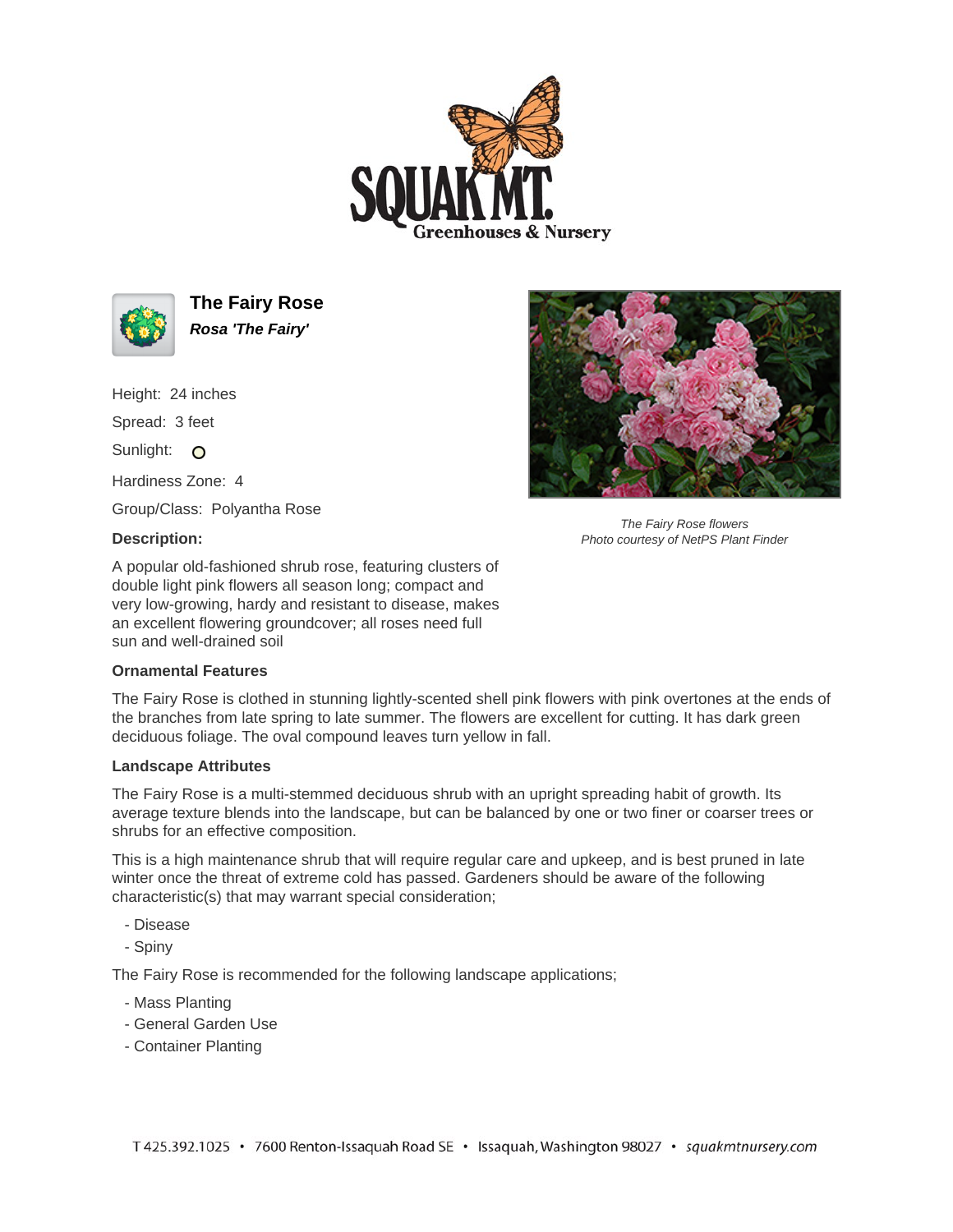# The Fairy Rose

***Rosa 'The Fairy'***

Height: 24 inches

Spread: 3 feet

Sunlight:

Hardiness Zone: 4

Group/Class: Polyantha Rose

**Description:**

A popular old-fashioned shrub rose, featuring clusters of double light pink flowers all season long; compact and very low-growing, hardy and resistant to disease, makes an excellent flowering groundcover; all roses need full sun and well-drained soil

*The Fairy Rose flowers*
*Photo courtesy of NetPS Plant Finder*

### Ornamental Features

The Fairy Rose is clothed in stunning lightly-scented shell pink flowers with pink overtones at the ends of the branches from late spring to late summer. The flowers are excellent for cutting. It has dark green deciduous foliage. The oval compound leaves turn yellow in fall.

### Landscape Attributes

The Fairy Rose is a multi-stemmed deciduous shrub with an upright spreading habit of growth. Its average texture blends into the landscape, but can be balanced by one or two finer or coarser trees or shrubs for an effective composition.

This is a high maintenance shrub that will require regular care and upkeep, and is best pruned in late winter once the threat of extreme cold has passed. Gardeners should be aware of the following characteristic(s) that may warrant special consideration;

- Disease
- Spiny

The Fairy Rose is recommended for the following landscape applications;

- Mass Planting
- General Garden Use
- Container Planting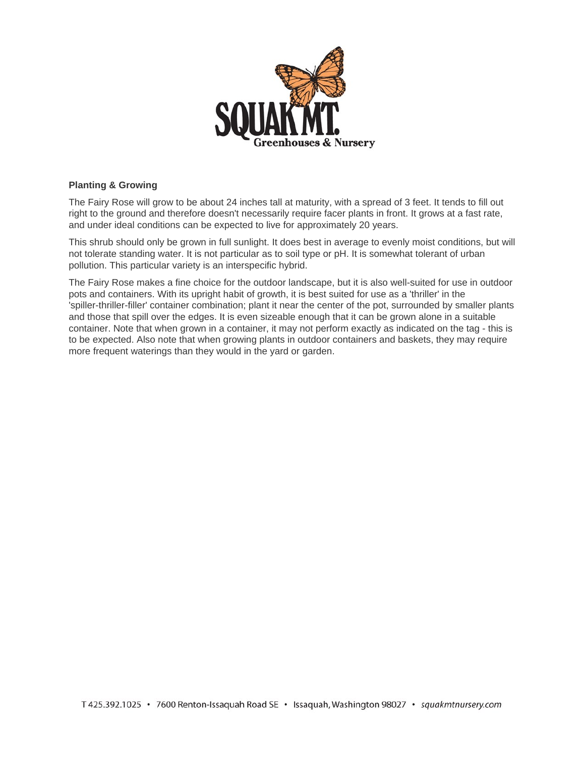### Planting & Growing

The Fairy Rose will grow to be about 24 inches tall at maturity, with a spread of 3 feet. It tends to fill out right to the ground and therefore doesn't necessarily require facer plants in front. It grows at a fast rate, and under ideal conditions can be expected to live for approximately 20 years.

This shrub should only be grown in full sunlight. It does best in average to evenly moist conditions, but will not tolerate standing water. It is not particular as to soil type or pH. It is somewhat tolerant of urban pollution. This particular variety is an interspecific hybrid.

The Fairy Rose makes a fine choice for the outdoor landscape, but it is also well-suited for use in outdoor pots and containers. With its upright habit of growth, it is best suited for use as a 'thriller' in the 'spiller-thriller-filler' container combination; plant it near the center of the pot, surrounded by smaller plants and those that spill over the edges. It is even sizeable enough that it can be grown alone in a suitable container. Note that when grown in a container, it may not perform exactly as indicated on the tag - this is to be expected. Also note that when growing plants in outdoor containers and baskets, they may require more frequent waterings than they would in the yard or garden.